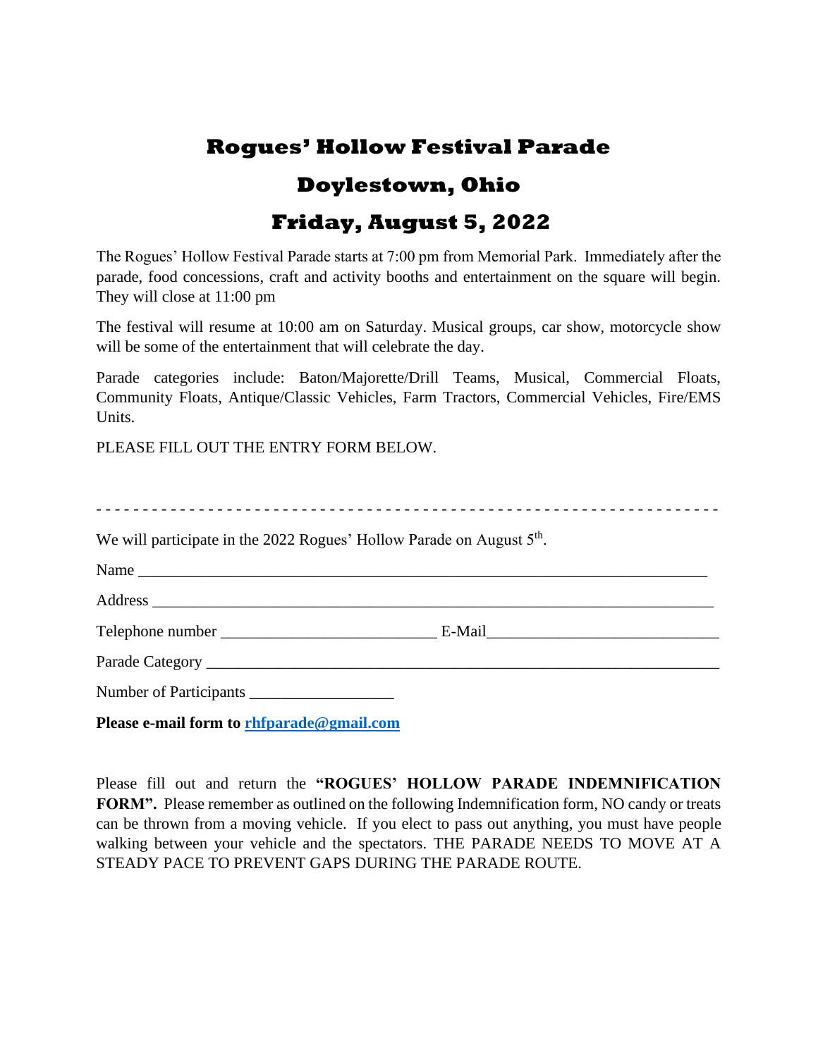# Rogues' Hollow Festival Parade

# Doylestown, Ohio

# Friday, August 5, 2022

The Rogues' Hollow Festival Parade starts at 7:00 pm from Memorial Park. Immediately after the parade, food concessions, craft and activity booths and entertainment on the square will begin. They will close at 11:00 pm

The festival will resume at 10:00 am on Saturday. Musical groups, car show, motorcycle show will be some of the entertainment that will celebrate the day.

Parade categories include: Baton/Majorette/Drill Teams, Musical, Commercial Floats, Community Floats, Antique/Classic Vehicles, Farm Tractors, Commercial Vehicles, Fire/EMS Units.

PLEASE FILL OUT THE ENTRY FORM BELOW.

- - - - - - - - - - - - - - - - - - - - - - - - - - - - - - - - - - - - - - - - - - - - - - - - - - - - - - - - - - - - - - - - -

We will participate in the 2022 Rogues' Hollow Parade on August 5th.

Name ___________________________________________________________________________

Address _________________________________________________________________________

Telephone number ____________________________ E-Mail____________________________

Parade Category ______________________________________________________________

Number of Participants __________________

**Please e-mail form to rhfparade@gmail.com**

Please fill out and return the **"ROGUES' HOLLOW PARADE INDEMNIFICATION FORM".** Please remember as outlined on the following Indemnification form, NO candy or treats can be thrown from a moving vehicle. If you elect to pass out anything, you must have people walking between your vehicle and the spectators. THE PARADE NEEDS TO MOVE AT A STEADY PACE TO PREVENT GAPS DURING THE PARADE ROUTE.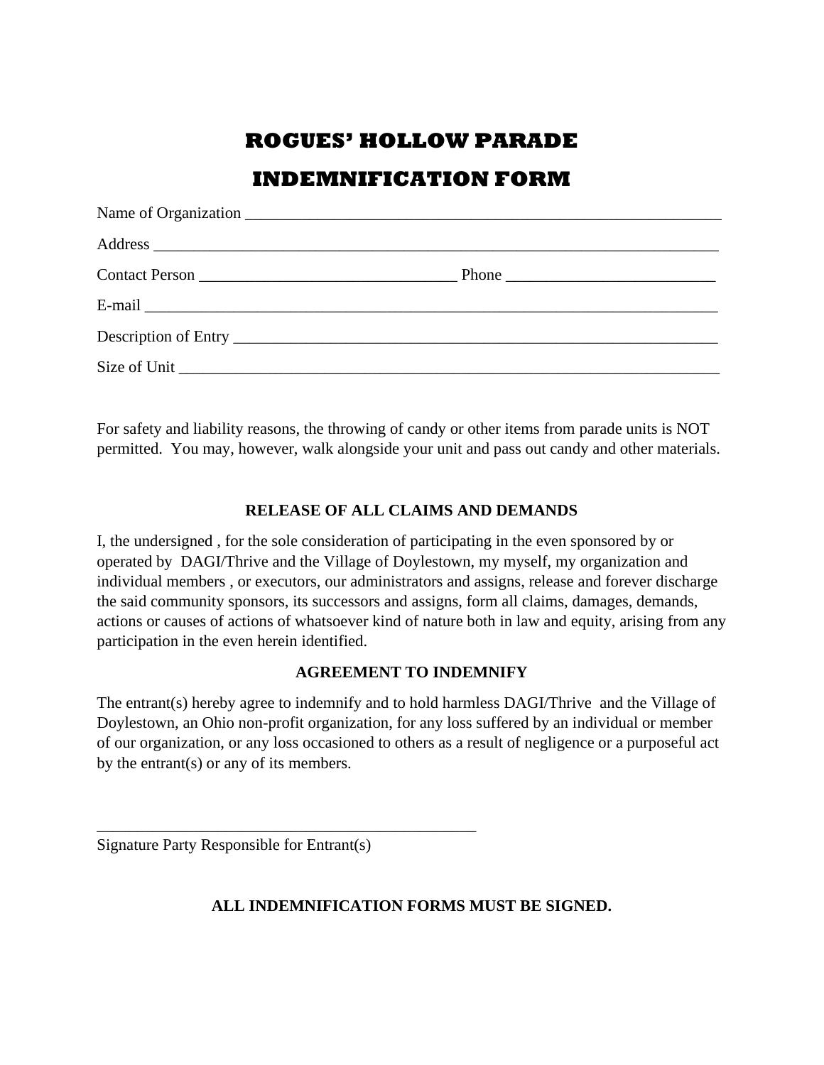# ROGUES' HOLLOW PARADE

# INDEMNIFICATION FORM

Name of Organization ____________________________________________________________

Address ________________________________________________________________________

Contact Person ________________________________ Phone __________________________

E-mail _________________________________________________________________________

Description of Entry ____________________________________________________________

Size of Unit ____________________________________________________________________

For safety and liability reasons, the throwing of candy or other items from parade units is NOT permitted. You may, however, walk alongside your unit and pass out candy and other materials.

**RELEASE OF ALL CLAIMS AND DEMANDS**

I, the undersigned , for the sole consideration of participating in the even sponsored by or operated by DAGI/Thrive and the Village of Doylestown, my myself, my organization and individual members , or executors, our administrators and assigns, release and forever discharge the said community sponsors, its successors and assigns, form all claims, damages, demands, actions or causes of actions of whatsoever kind of nature both in law and equity, arising from any participation in the even herein identified.

**AGREEMENT TO INDEMNIFY**

The entrant(s) hereby agree to indemnify and to hold harmless DAGI/Thrive and the Village of Doylestown, an Ohio non-profit organization, for any loss suffered by an individual or member of our organization, or any loss occasioned to others as a result of negligence or a purposeful act by the entrant(s) or any of its members.

_________________________________________________

Signature Party Responsible for Entrant(s)

**ALL INDEMNIFICATION FORMS MUST BE SIGNED.**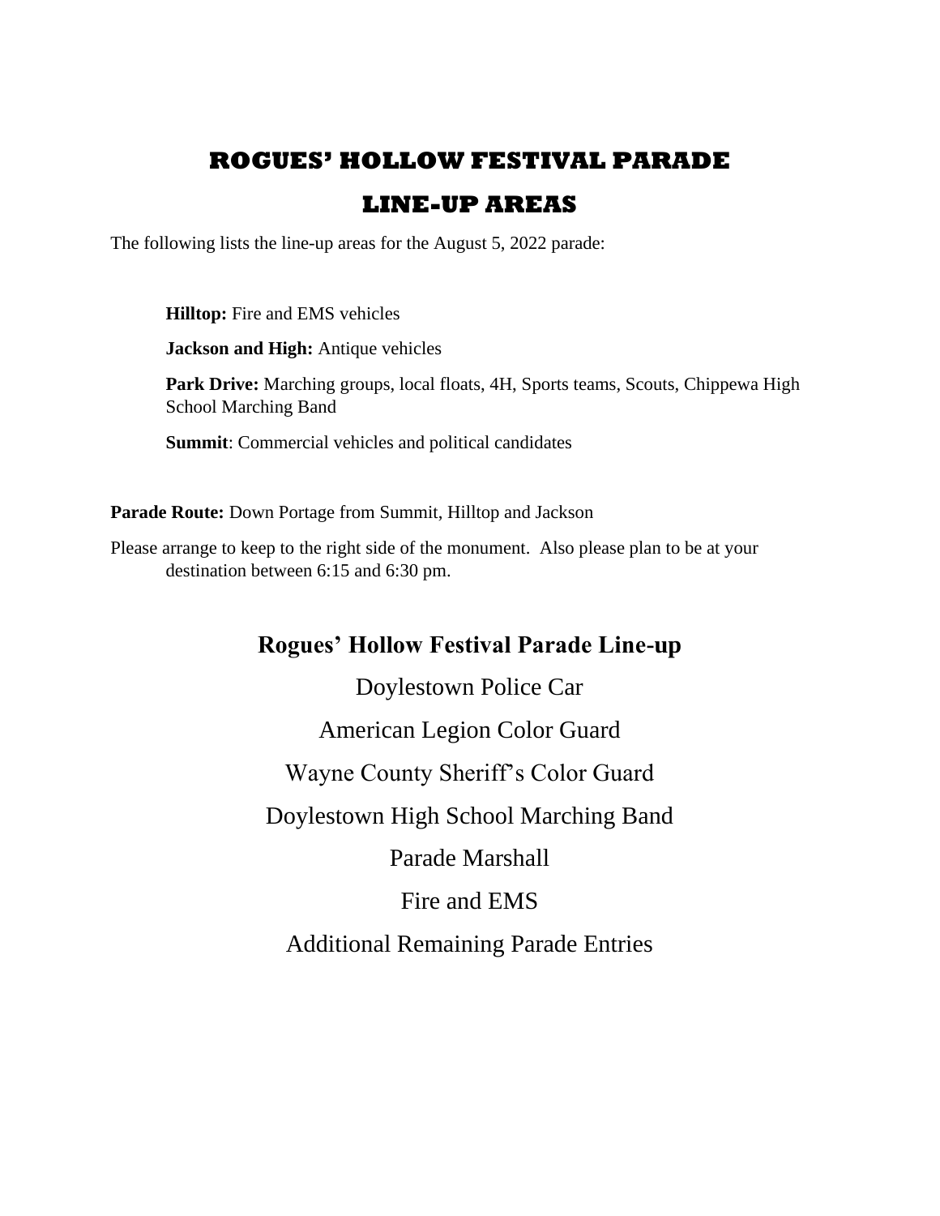# ROGUES' HOLLOW FESTIVAL PARADE

# LINE-UP AREAS

The following lists the line-up areas for the August 5, 2022 parade:

**Hilltop:** Fire and EMS vehicles

**Jackson and High:** Antique vehicles

**Park Drive:** Marching groups, local floats, 4H, Sports teams, Scouts, Chippewa High School Marching Band

**Summit**: Commercial vehicles and political candidates

**Parade Route:** Down Portage from Summit, Hilltop and Jackson

Please arrange to keep to the right side of the monument. Also please plan to be at your destination between 6:15 and 6:30 pm.

## Rogues' Hollow Festival Parade Line-up

Doylestown Police Car

American Legion Color Guard

Wayne County Sheriff's Color Guard

Doylestown High School Marching Band

Parade Marshall

Fire and EMS

Additional Remaining Parade Entries